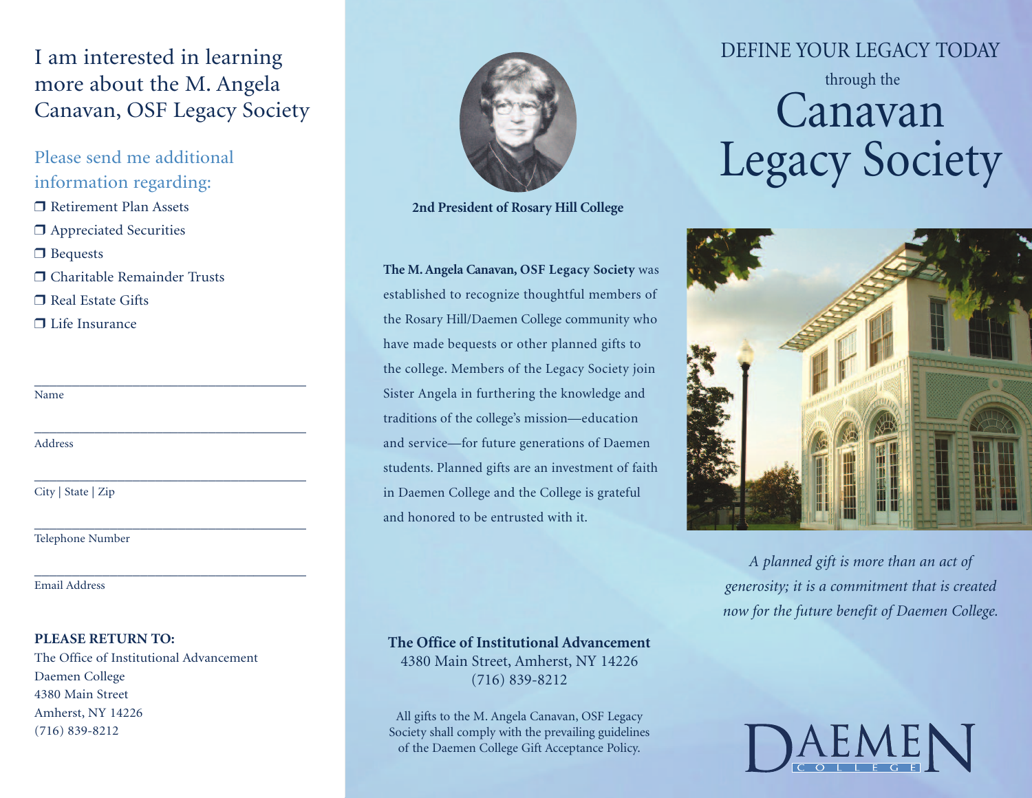## I am interested in learning more about the M. Angela Canavan, OSF Legacy Society

### Please send me additional information regarding:

- ❒ Retirement Plan Assets
- ❒ Appreciated Securities
- ❒ Bequests
- ❒ Charitable Remainder Trusts
- ❒ Real Estate Gifts
- ❒ Life Insurance

\_\_\_\_\_\_\_\_\_\_\_\_\_\_\_\_\_\_\_\_\_\_\_\_\_\_\_\_\_\_\_\_\_\_\_\_\_\_\_\_

Name

\_\_\_\_\_\_\_\_\_\_\_\_\_\_\_\_\_\_\_\_\_\_\_\_\_\_\_\_\_\_\_\_\_\_\_\_\_\_\_\_

Address

\_\_\_\_\_\_\_\_\_\_\_\_\_\_\_\_\_\_\_\_\_\_\_\_\_\_\_\_\_\_\_\_\_\_\_\_\_\_\_\_

City | State | Zip

\_\_\_\_\_\_\_\_\_\_\_\_\_\_\_\_\_\_\_\_\_\_\_\_\_\_\_\_\_\_\_\_\_\_\_\_\_\_\_\_

Telephone Number

\_\_\_\_\_\_\_\_\_\_\_\_\_\_\_\_\_\_\_\_\_\_\_\_\_\_\_\_\_\_\_\_\_\_\_\_\_\_\_\_

Email Address

**PLEASE RETURN TO:**
The Office of Institutional Advancement
Daemen College
4380 Main Street
Amherst, NY 14226
(716) 839-8212

**2nd President of Rosary Hill College**

**The M. Angela Canavan, OSF Legacy Society** was established to recognize thoughtful members of the Rosary Hill/Daemen College community who have made bequests or other planned gifts to the college. Members of the Legacy Society join Sister Angela in furthering the knowledge and traditions of the college's mission—education and service—for future generations of Daemen students. Planned gifts are an investment of faith in Daemen College and the College is grateful and honored to be entrusted with it.

**The Office of Institutional Advancement**
4380 Main Street, Amherst, NY 14226
(716) 839-8212

All gifts to the M. Angela Canavan, OSF Legacy Society shall comply with the prevailing guidelines of the Daemen College Gift Acceptance Policy.

# DEFINE YOUR LEGACY TODAY through the Canavan Legacy Society

*A planned gift is more than an act of generosity; it is a commitment that is created now for the future benefit of Daemen College.*

DAEMEN COLLEGE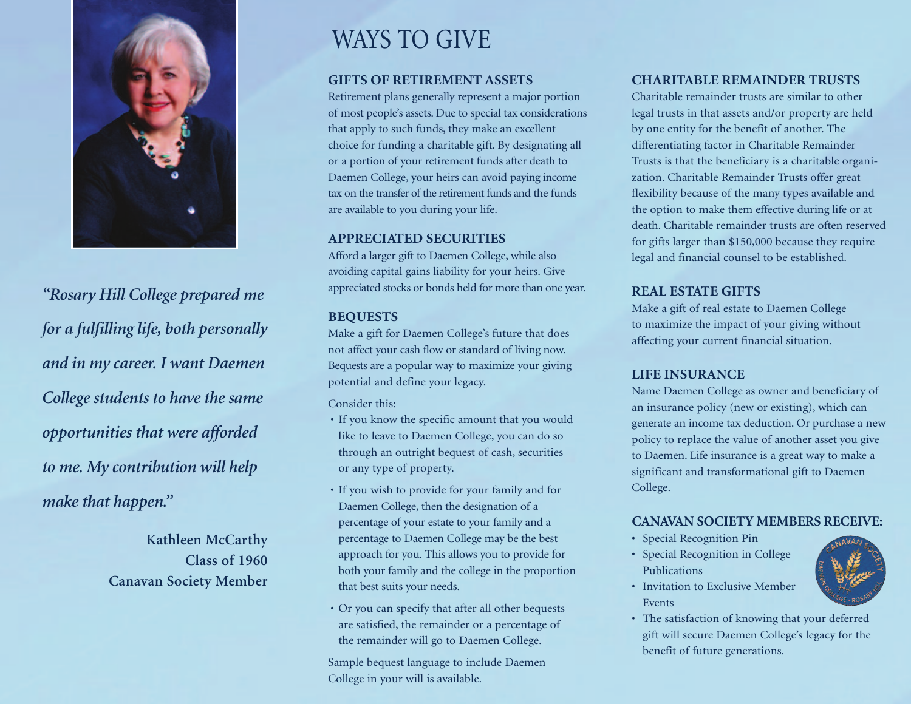*"Rosary Hill College prepared me for a fulfilling life, both personally and in my career. I want Daemen College students to have the same opportunities that were afforded to me. My contribution will help make that happen."*

**Kathleen McCarthy**
**Class of 1960**
**Canavan Society Member**

# WAYS TO GIVE

## GIFTS OF RETIREMENT ASSETS

Retirement plans generally represent a major portion of most people's assets. Due to special tax considerations that apply to such funds, they make an excellent choice for funding a charitable gift. By designating all or a portion of your retirement funds after death to Daemen College, your heirs can avoid paying income tax on the transfer of the retirement funds and the funds are available to you during your life.

## APPRECIATED SECURITIES

Afford a larger gift to Daemen College, while also avoiding capital gains liability for your heirs. Give appreciated stocks or bonds held for more than one year.

## BEQUESTS

Make a gift for Daemen College's future that does not affect your cash flow or standard of living now. Bequests are a popular way to maximize your giving potential and define your legacy.

Consider this:

- If you know the specific amount that you would like to leave to Daemen College, you can do so through an outright bequest of cash, securities or any type of property.
- If you wish to provide for your family and for Daemen College, then the designation of a percentage of your estate to your family and a percentage to Daemen College may be the best approach for you. This allows you to provide for both your family and the college in the proportion that best suits your needs.
- Or you can specify that after all other bequests are satisfied, the remainder or a percentage of the remainder will go to Daemen College.

Sample bequest language to include Daemen College in your will is available.

## CHARITABLE REMAINDER TRUSTS

Charitable remainder trusts are similar to other legal trusts in that assets and/or property are held by one entity for the benefit of another. The differentiating factor in Charitable Remainder Trusts is that the beneficiary is a charitable organization. Charitable Remainder Trusts offer great flexibility because of the many types available and the option to make them effective during life or at death. Charitable remainder trusts are often reserved for gifts larger than $150,000 because they require legal and financial counsel to be established.

## REAL ESTATE GIFTS

Make a gift of real estate to Daemen College to maximize the impact of your giving without affecting your current financial situation.

## LIFE INSURANCE

Name Daemen College as owner and beneficiary of an insurance policy (new or existing), which can generate an income tax deduction. Or purchase a new policy to replace the value of another asset you give to Daemen. Life insurance is a great way to make a significant and transformational gift to Daemen College.

## CANAVAN SOCIETY MEMBERS RECEIVE:

- Special Recognition Pin
- Special Recognition in College Publications
- Invitation to Exclusive Member Events
- The satisfaction of knowing that your deferred gift will secure Daemen College's legacy for the benefit of future generations.